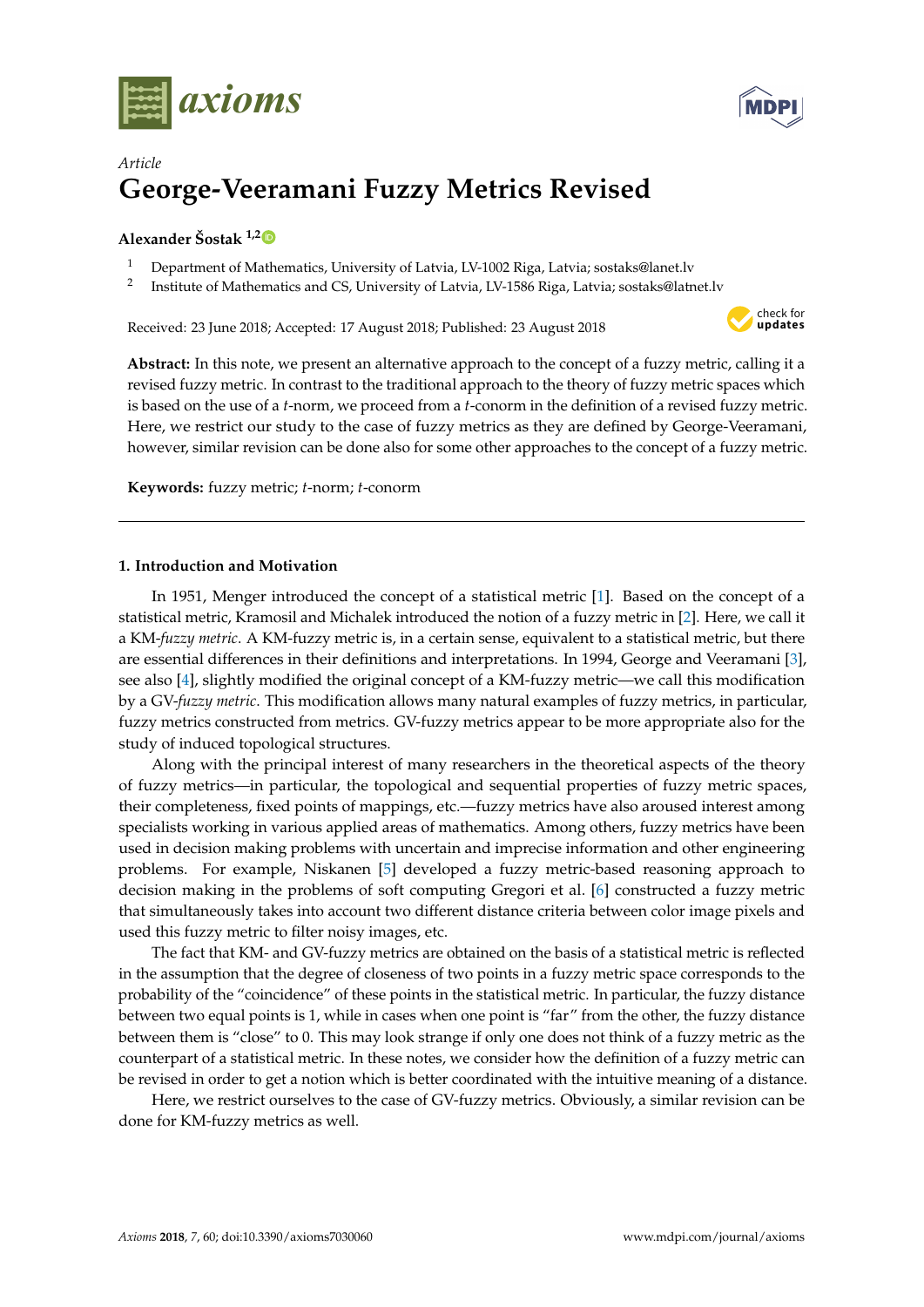*Article*

# George-Veeramani Fuzzy Metrics Revised

**Alexander Šostak** [1,2]

[1] Department of Mathematics, University of Latvia, LV-1002 Riga, Latvia; sostaks@lanet.lv

[2] Institute of Mathematics and CS, University of Latvia, LV-1586 Riga, Latvia; sostaks@latnet.lv

Received: 23 June 2018; Accepted: 17 August 2018; Published: 23 August 2018

**Abstract:** In this note, we present an alternative approach to the concept of a fuzzy metric, calling it a revised fuzzy metric. In contrast to the traditional approach to the theory of fuzzy metric spaces which is based on the use of a $t$-norm, we proceed from a $t$-conorm in the definition of a revised fuzzy metric. Here, we restrict our study to the case of fuzzy metrics as they are defined by George-Veeramani, however, similar revision can be done also for some other approaches to the concept of a fuzzy metric.

**Keywords:** fuzzy metric; $t$-norm; $t$-conorm

## 1. Introduction and Motivation

In 1951, Menger introduced the concept of a statistical metric [1]. Based on the concept of a statistical metric, Kramosil and Michalek introduced the notion of a fuzzy metric in [2]. Here, we call it a KM-*fuzzy metric*. A KM-fuzzy metric is, in a certain sense, equivalent to a statistical metric, but there are essential differences in their definitions and interpretations. In 1994, George and Veeramani [3], see also [4], slightly modified the original concept of a KM-fuzzy metric—we call this modification by a GV-*fuzzy metric*. This modification allows many natural examples of fuzzy metrics, in particular, fuzzy metrics constructed from metrics. GV-fuzzy metrics appear to be more appropriate also for the study of induced topological structures.

Along with the principal interest of many researchers in the theoretical aspects of the theory of fuzzy metrics—in particular, the topological and sequential properties of fuzzy metric spaces, their completeness, fixed points of mappings, etc.—fuzzy metrics have also aroused interest among specialists working in various applied areas of mathematics. Among others, fuzzy metrics have been used in decision making problems with uncertain and imprecise information and other engineering problems. For example, Niskanen [5] developed a fuzzy metric-based reasoning approach to decision making in the problems of soft computing Gregori et al. [6] constructed a fuzzy metric that simultaneously takes into account two different distance criteria between color image pixels and used this fuzzy metric to filter noisy images, etc.

The fact that KM- and GV-fuzzy metrics are obtained on the basis of a statistical metric is reflected in the assumption that the degree of closeness of two points in a fuzzy metric space corresponds to the probability of the "coincidence" of these points in the statistical metric. In particular, the fuzzy distance between two equal points is 1, while in cases when one point is "far" from the other, the fuzzy distance between them is "close" to 0. This may look strange if only one does not think of a fuzzy metric as the counterpart of a statistical metric. In these notes, we consider how the definition of a fuzzy metric can be revised in order to get a notion which is better coordinated with the intuitive meaning of a distance.

Here, we restrict ourselves to the case of GV-fuzzy metrics. Obviously, a similar revision can be done for KM-fuzzy metrics as well.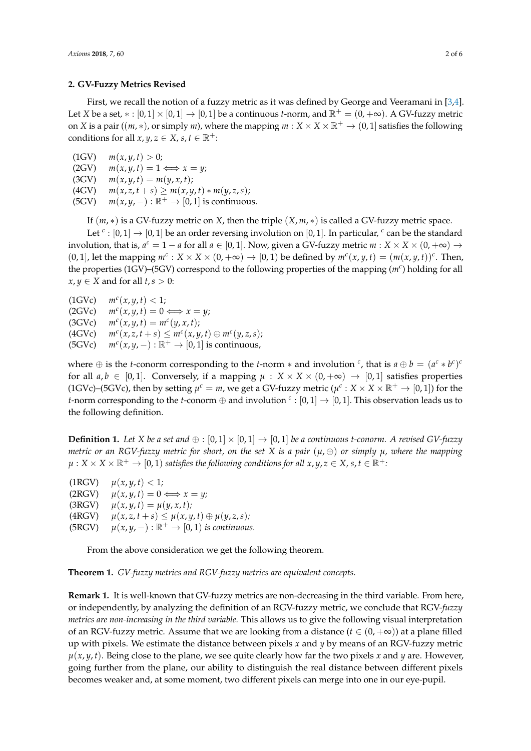## 2. GV-Fuzzy Metrics Revised

First, we recall the notion of a fuzzy metric as it was defined by George and Veeramani in [3,4]. Let $X$ be a set, $* : [0,1] \times [0,1] \to [0,1]$ be a continuous $t$-norm, and $\mathbb{R}^+ = (0, +\infty)$. A GV-fuzzy metric on $X$ is a pair ($(m, *)$, or simply $m$), where the mapping $m : X \times X \times \mathbb{R}^+ \to (0,1]$ satisfies the following conditions for all $x, y, z \in X$, $s, t \in \mathbb{R}^+$:

(1GV) $m(x, y, t) > 0$;
(2GV) $m(x, y, t) = 1 \Longleftrightarrow x = y$;
(3GV) $m(x, y, t) = m(y, x, t)$;
(4GV) $m(x, z, t + s) \geq m(x, y, t) * m(y, z, s)$;
(5GV) $m(x, y, -) : \mathbb{R}^+ \to [0, 1]$ is continuous.

If $(m, *)$ is a GV-fuzzy metric on $X$, then the triple $(X, m, *)$ is called a GV-fuzzy metric space.

Let $^c : [0,1] \to [0,1]$ be an order reversing involution on $[0,1]$. In particular, $^c$ can be the standard involution, that is, $a^c = 1 - a$ for all $a \in [0,1]$. Now, given a GV-fuzzy metric $m : X \times X \times (0, +\infty) \to (0,1]$, let the mapping $m^c : X \times X \times (0, +\infty) \to [0, 1)$ be defined by $m^c(x, y, t) = (m(x, y, t))^c$. Then, the properties (1GV)–(5GV) correspond to the following properties of the mapping ($m^c$) holding for all $x, y \in X$ and for all $t, s > 0$:

(1GVc) $m^c(x, y, t) < 1$;
(2GVc) $m^c(x, y, t) = 0 \Longleftrightarrow x = y$;
(3GVc) $m^c(x, y, t) = m^c(y, x, t)$;
(4GVc) $m^c(x, z, t + s) \leq m^c(x, y, t) \oplus m^c(y, z, s)$;
(5GVc) $m^c(x, y, -) : \mathbb{R}^+ \to [0, 1]$ is continuous,

where $\oplus$ is the $t$-conorm corresponding to the $t$-norm $*$ and involution $^c$, that is $a \oplus b = (a^c * b^c)^c$ for all $a, b \in [0,1]$. Conversely, if a mapping $\mu : X \times X \times (0, +\infty) \to [0,1]$ satisfies properties (1GVc)–(5GVc), then by setting $\mu^c = m$, we get a GV-fuzzy metric ($\mu^c : X \times X \times \mathbb{R}^+ \to [0, 1]$) for the $t$-norm corresponding to the $t$-conorm $\oplus$ and involution $^c : [0,1] \to [0,1]$. This observation leads us to the following definition.

**Definition 1.** *Let $X$ be a set and $\oplus : [0,1] \times [0,1] \to [0,1]$ be a continuous t-conorm. A revised GV-fuzzy metric or an RGV-fuzzy metric for short, on the set $X$ is a pair $(\mu, \oplus)$ or simply $\mu$, where the mapping $\mu : X \times X \times \mathbb{R}^+ \to [0, 1)$ satisfies the following conditions for all $x, y, z \in X$, $s, t \in \mathbb{R}^+$:*

(1RGV) $\mu(x, y, t) < 1$;
(2RGV) $\mu(x, y, t) = 0 \Longleftrightarrow x = y$;
(3RGV) $\mu(x, y, t) = \mu(y, x, t)$;
(4RGV) $\mu(x, z, t + s) \leq \mu(x, y, t) \oplus \mu(y, z, s)$;
(5RGV) $\mu(x, y, -) : \mathbb{R}^+ \to [0, 1)$ *is continuous.*

From the above consideration we get the following theorem.

**Theorem 1.** *GV-fuzzy metrics and RGV-fuzzy metrics are equivalent concepts.*

**Remark 1.** It is well-known that GV-fuzzy metrics are non-decreasing in the third variable. From here, or independently, by analyzing the definition of an RGV-fuzzy metric, we conclude that RGV-*fuzzy metrics are non-increasing in the third variable.* This allows us to give the following visual interpretation of an RGV-fuzzy metric. Assume that we are looking from a distance ($t \in (0, +\infty)$) at a plane filled up with pixels. We estimate the distance between pixels $x$ and $y$ by means of an RGV-fuzzy metric $\mu(x, y, t)$. Being close to the plane, we see quite clearly how far the two pixels $x$ and $y$ are. However, going further from the plane, our ability to distinguish the real distance between different pixels becomes weaker and, at some moment, two different pixels can merge into one in our eye-pupil.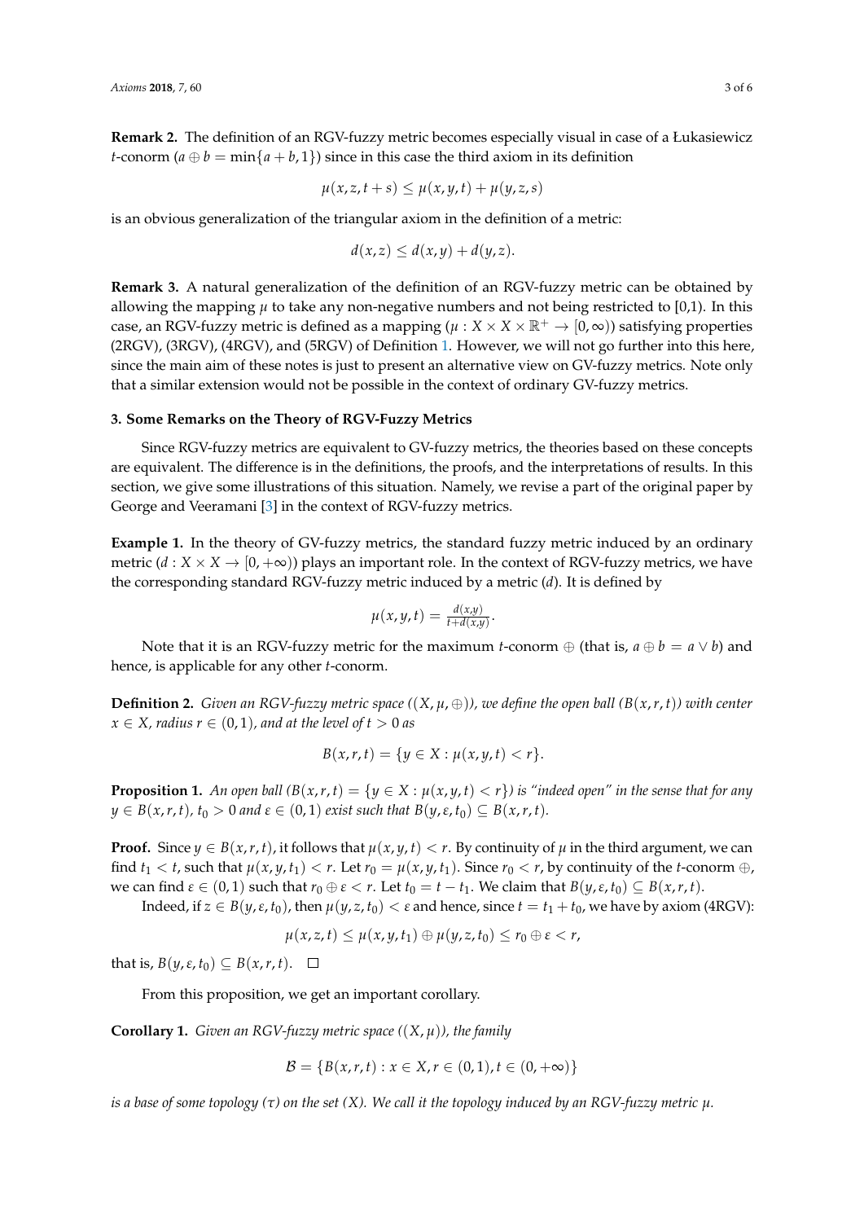**Remark 2.** The definition of an RGV-fuzzy metric becomes especially visual in case of a Łukasiewicz $t$-conorm ($a \oplus b = \min\{a+b, 1\}$) since in this case the third axiom in its definition

$$\mu(x,z,t+s) \leq \mu(x,y,t) + \mu(y,z,s)$$

is an obvious generalization of the triangular axiom in the definition of a metric:

$$d(x,z) \leq d(x,y) + d(y,z).$$

**Remark 3.** A natural generalization of the definition of an RGV-fuzzy metric can be obtained by allowing the mapping $\mu$ to take any non-negative numbers and not being restricted to [0,1). In this case, an RGV-fuzzy metric is defined as a mapping ($\mu : X \times X \times \mathbb{R}^+ \to [0, \infty)$) satisfying properties (2RGV), (3RGV), (4RGV), and (5RGV) of Definition 1. However, we will not go further into this here, since the main aim of these notes is just to present an alternative view on GV-fuzzy metrics. Note only that a similar extension would not be possible in the context of ordinary GV-fuzzy metrics.

### 3. Some Remarks on the Theory of RGV-Fuzzy Metrics

Since RGV-fuzzy metrics are equivalent to GV-fuzzy metrics, the theories based on these concepts are equivalent. The difference is in the definitions, the proofs, and the interpretations of results. In this section, we give some illustrations of this situation. Namely, we revise a part of the original paper by George and Veeramani [3] in the context of RGV-fuzzy metrics.

**Example 1.** In the theory of GV-fuzzy metrics, the standard fuzzy metric induced by an ordinary metric ($d : X \times X \to [0, +\infty)$) plays an important role. In the context of RGV-fuzzy metrics, we have the corresponding standard RGV-fuzzy metric induced by a metric ($d$). It is defined by

$$\mu(x,y,t) = \tfrac{d(x,y)}{t+d(x,y)}.$$

Note that it is an RGV-fuzzy metric for the maximum $t$-conorm $\oplus$ (that is, $a \oplus b = a \vee b$) and hence, is applicable for any other $t$-conorm.

**Definition 2.** *Given an RGV-fuzzy metric space (($X, \mu, \oplus$)), we define the open ball ($B(x,r,t)$) with center $x \in X$, radius $r \in (0,1)$, and at the level of $t > 0$ as*

$$B(x,r,t) = \{y \in X : \mu(x,y,t) < r\}.$$

**Proposition 1.** *An open ball ($B(x,r,t) = \{y \in X : \mu(x,y,t) < r\}$) is "indeed open" in the sense that for any $y \in B(x,r,t)$, $t_0 > 0$ and $\varepsilon \in (0,1)$ exist such that $B(y,\varepsilon,t_0) \subseteq B(x,r,t)$.*

**Proof.** Since $y \in B(x,r,t)$, it follows that $\mu(x,y,t) < r$. By continuity of $\mu$ in the third argument, we can find $t_1 < t$, such that $\mu(x,y,t_1) < r$. Let $r_0 = \mu(x,y,t_1)$. Since $r_0 < r$, by continuity of the $t$-conorm $\oplus$, we can find $\varepsilon \in (0,1)$ such that $r_0 \oplus \varepsilon < r$. Let $t_0 = t - t_1$. We claim that $B(y,\varepsilon,t_0) \subseteq B(x,r,t)$.

Indeed, if $z \in B(y,\varepsilon,t_0)$, then $\mu(y,z,t_0) < \varepsilon$ and hence, since $t = t_1 + t_0$, we have by axiom (4RGV):

$$\mu(x,z,t) \leq \mu(x,y,t_1) \oplus \mu(y,z,t_0) \leq r_0 \oplus \varepsilon < r,$$

that is, $B(y,\varepsilon,t_0) \subseteq B(x,r,t)$. □

From this proposition, we get an important corollary.

**Corollary 1.** *Given an RGV-fuzzy metric space (($X, \mu$)), the family*

$$\mathcal{B} = \{B(x,r,t) : x \in X, r \in (0,1), t \in (0,+\infty)\}$$

*is a base of some topology ($\tau$) on the set ($X$). We call it the topology induced by an RGV-fuzzy metric $\mu$.*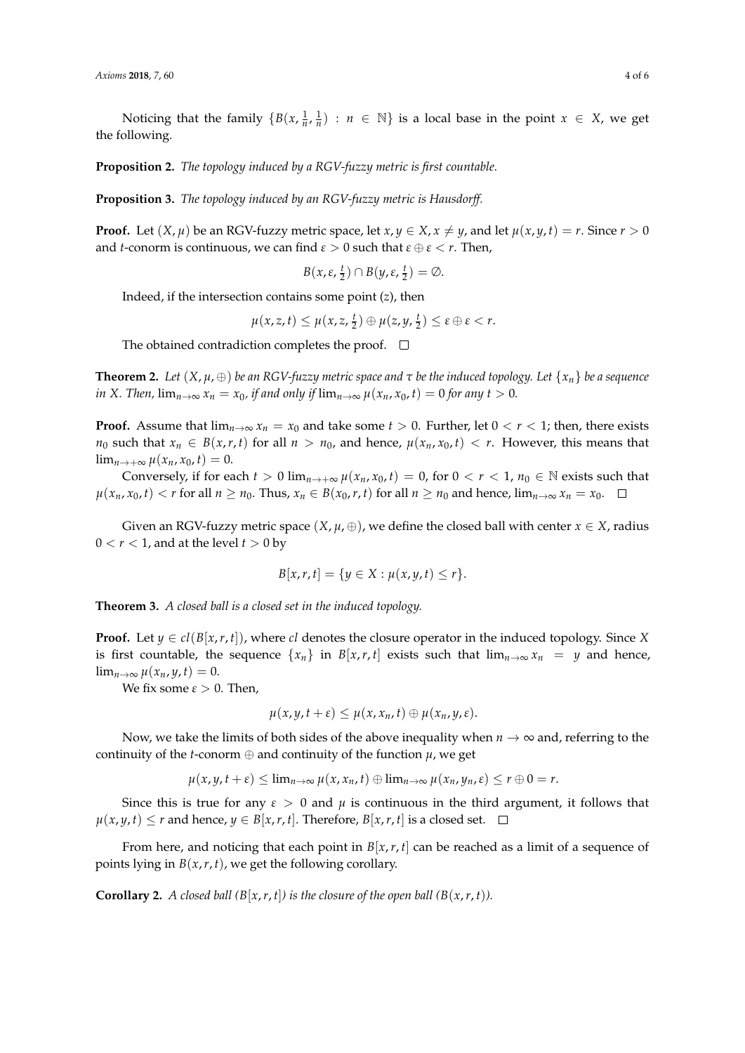Noticing that the family $\{B(x, \frac{1}{n}, \frac{1}{n}) : n \in \mathbb{N}\}$ is a local base in the point $x \in X$, we get the following.

**Proposition 2.** *The topology induced by a RGV-fuzzy metric is first countable.*

**Proposition 3.** *The topology induced by an RGV-fuzzy metric is Hausdorff.*

**Proof.** Let $(X, \mu)$ be an RGV-fuzzy metric space, let $x, y \in X, x \neq y$, and let $\mu(x, y, t) = r$. Since $r > 0$ and $t$-conorm is continuous, we can find $\varepsilon > 0$ such that $\varepsilon \oplus \varepsilon < r$. Then,

$$B(x, \varepsilon, \tfrac{t}{2}) \cap B(y, \varepsilon, \tfrac{t}{2}) = \emptyset.$$

Indeed, if the intersection contains some point $(z)$, then

$$\mu(x, z, t) \leq \mu(x, z, \tfrac{t}{2}) \oplus \mu(z, y, \tfrac{t}{2}) \leq \varepsilon \oplus \varepsilon < r.$$

The obtained contradiction completes the proof. □

**Theorem 2.** *Let $(X, \mu, \oplus)$ be an RGV-fuzzy metric space and $\tau$ be the induced topology. Let $\{x_n\}$ be a sequence in X. Then, $\lim_{n\to\infty} x_n = x_0$, if and only if $\lim_{n\to\infty} \mu(x_n, x_0, t) = 0$ for any $t > 0$.*

**Proof.** Assume that $\lim_{n\to\infty} x_n = x_0$ and take some $t > 0$. Further, let $0 < r < 1$; then, there exists $n_0$ such that $x_n \in B(x, r, t)$ for all $n > n_0$, and hence, $\mu(x_n, x_0, t) < r$. However, this means that $\lim_{n\to+\infty} \mu(x_n, x_0, t) = 0$.

Conversely, if for each $t > 0$ $\lim_{n\to+\infty} \mu(x_n, x_0, t) = 0$, for $0 < r < 1$, $n_0 \in \mathbb{N}$ exists such that $\mu(x_n, x_0, t) < r$ for all $n \geq n_0$. Thus, $x_n \in B(x_0, r, t)$ for all $n \geq n_0$ and hence, $\lim_{n\to\infty} x_n = x_0$. □

Given an RGV-fuzzy metric space $(X, \mu, \oplus)$, we define the closed ball with center $x \in X$, radius $0 < r < 1$, and at the level $t > 0$ by

$$B[x, r, t] = \{y \in X : \mu(x, y, t) \leq r\}.$$

**Theorem 3.** *A closed ball is a closed set in the induced topology.*

**Proof.** Let $y \in cl(B[x, r, t])$, where $cl$ denotes the closure operator in the induced topology. Since $X$ is first countable, the sequence $\{x_n\}$ in $B[x, r, t]$ exists such that $\lim_{n\to\infty} x_n = y$ and hence, $\lim_{n\to\infty} \mu(x_n, y, t) = 0$.

We fix some $\varepsilon > 0$. Then,

$$\mu(x, y, t + \varepsilon) \leq \mu(x, x_n, t) \oplus \mu(x_n, y, \varepsilon).$$

Now, we take the limits of both sides of the above inequality when $n \to \infty$ and, referring to the continuity of the $t$-conorm $\oplus$ and continuity of the function $\mu$, we get

$$\mu(x, y, t + \varepsilon) \leq \lim_{n\to\infty} \mu(x, x_n, t) \oplus \lim_{n\to\infty} \mu(x_n, y_n, \varepsilon) \leq r \oplus 0 = r.$$

Since this is true for any $\varepsilon > 0$ and $\mu$ is continuous in the third argument, it follows that $\mu(x, y, t) \leq r$ and hence, $y \in B[x, r, t]$. Therefore, $B[x, r, t]$ is a closed set. □

From here, and noticing that each point in $B[x, r, t]$ can be reached as a limit of a sequence of points lying in $B(x, r, t)$, we get the following corollary.

**Corollary 2.** *A closed ball ($B[x, r, t]$) is the closure of the open ball ($B(x, r, t)$).*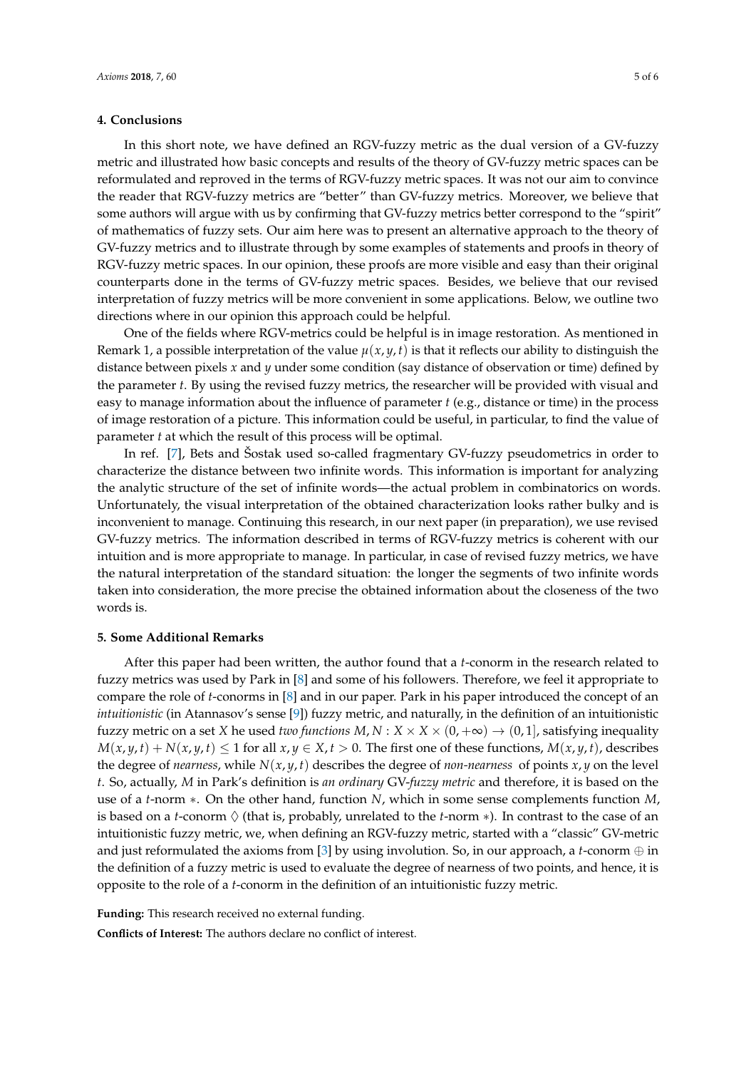## 4. Conclusions

In this short note, we have defined an RGV-fuzzy metric as the dual version of a GV-fuzzy metric and illustrated how basic concepts and results of the theory of GV-fuzzy metric spaces can be reformulated and reproved in the terms of RGV-fuzzy metric spaces. It was not our aim to convince the reader that RGV-fuzzy metrics are "better" than GV-fuzzy metrics. Moreover, we believe that some authors will argue with us by confirming that GV-fuzzy metrics better correspond to the "spirit" of mathematics of fuzzy sets. Our aim here was to present an alternative approach to the theory of GV-fuzzy metrics and to illustrate through by some examples of statements and proofs in theory of RGV-fuzzy metric spaces. In our opinion, these proofs are more visible and easy than their original counterparts done in the terms of GV-fuzzy metric spaces. Besides, we believe that our revised interpretation of fuzzy metrics will be more convenient in some applications. Below, we outline two directions where in our opinion this approach could be helpful.

One of the fields where RGV-metrics could be helpful is in image restoration. As mentioned in Remark 1, a possible interpretation of the value $\mu(x, y, t)$ is that it reflects our ability to distinguish the distance between pixels $x$ and $y$ under some condition (say distance of observation or time) defined by the parameter $t$. By using the revised fuzzy metrics, the researcher will be provided with visual and easy to manage information about the influence of parameter $t$ (e.g., distance or time) in the process of image restoration of a picture. This information could be useful, in particular, to find the value of parameter $t$ at which the result of this process will be optimal.

In ref. [7], Bets and Šostak used so-called fragmentary GV-fuzzy pseudometrics in order to characterize the distance between two infinite words. This information is important for analyzing the analytic structure of the set of infinite words—the actual problem in combinatorics on words. Unfortunately, the visual interpretation of the obtained characterization looks rather bulky and is inconvenient to manage. Continuing this research, in our next paper (in preparation), we use revised GV-fuzzy metrics. The information described in terms of RGV-fuzzy metrics is coherent with our intuition and is more appropriate to manage. In particular, in case of revised fuzzy metrics, we have the natural interpretation of the standard situation: the longer the segments of two infinite words taken into consideration, the more precise the obtained information about the closeness of the two words is.

## 5. Some Additional Remarks

After this paper had been written, the author found that a $t$-conorm in the research related to fuzzy metrics was used by Park in [8] and some of his followers. Therefore, we feel it appropriate to compare the role of $t$-conorms in [8] and in our paper. Park in his paper introduced the concept of an *intuitionistic* (in Atannasov's sense [9]) fuzzy metric, and naturally, in the definition of an intuitionistic fuzzy metric on a set $X$ he used *two functions* $M, N : X \times X \times (0, +\infty) \to (0, 1]$, satisfying inequality $M(x, y, t) + N(x, y, t) \leq 1$ for all $x, y \in X, t > 0$. The first one of these functions, $M(x, y, t)$, describes the degree of *nearness*, while $N(x, y, t)$ describes the degree of *non-nearness* of points $x, y$ on the level $t$. So, actually, $M$ in Park's definition is *an ordinary* GV-*fuzzy metric* and therefore, it is based on the use of a $t$-norm $*$. On the other hand, function $N$, which in some sense complements function $M$, is based on a $t$-conorm $\lozenge$ (that is, probably, unrelated to the $t$-norm $*$). In contrast to the case of an intuitionistic fuzzy metric, we, when defining an RGV-fuzzy metric, started with a "classic" GV-metric and just reformulated the axioms from [3] by using involution. So, in our approach, a $t$-conorm $\oplus$ in the definition of a fuzzy metric is used to evaluate the degree of nearness of two points, and hence, it is opposite to the role of a $t$-conorm in the definition of an intuitionistic fuzzy metric.

**Funding:** This research received no external funding.

**Conflicts of Interest:** The authors declare no conflict of interest.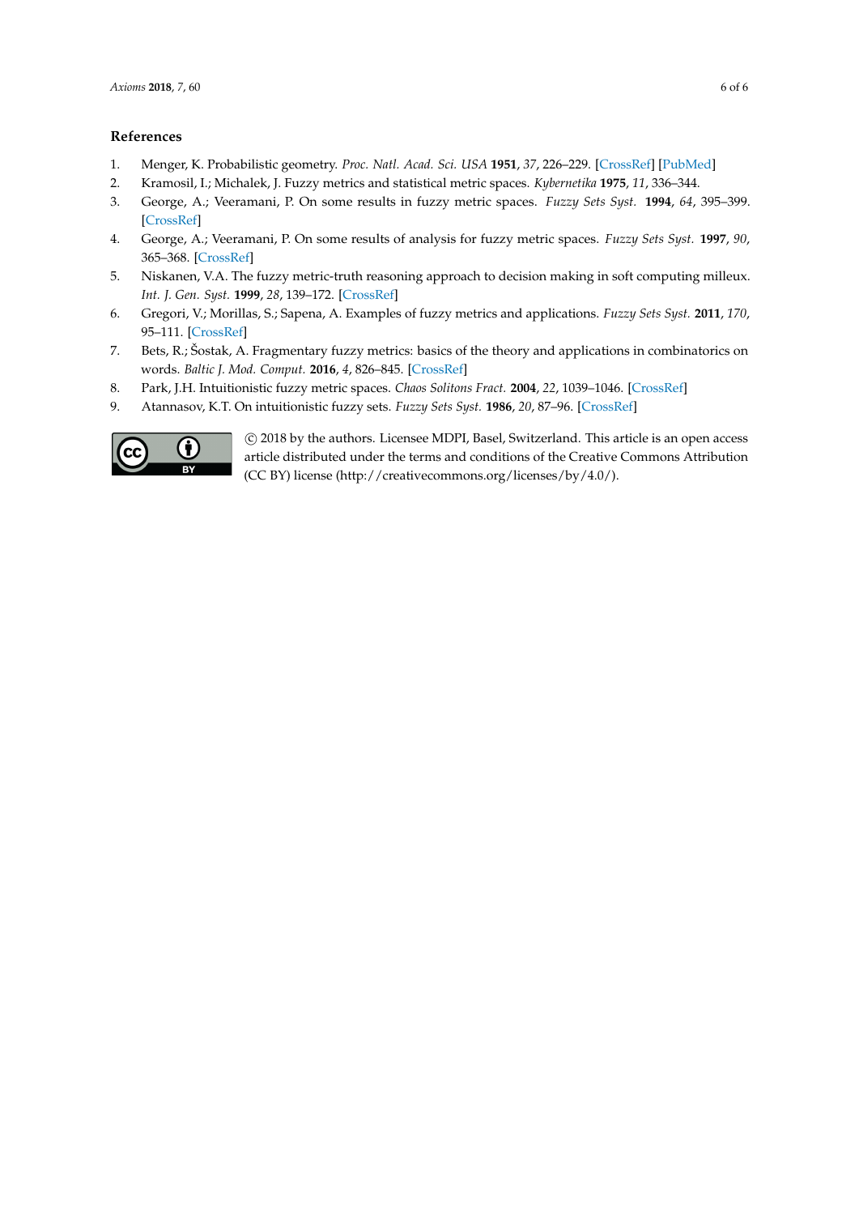## References

1. Menger, K. Probabilistic geometry. *Proc. Natl. Acad. Sci. USA* **1951**, *37*, 226–229. [CrossRef] [PubMed]
2. Kramosil, I.; Michalek, J. Fuzzy metrics and statistical metric spaces. *Kybernetika* **1975**, *11*, 336–344.
3. George, A.; Veeramani, P. On some results in fuzzy metric spaces. *Fuzzy Sets Syst.* **1994**, *64*, 395–399. [CrossRef]
4. George, A.; Veeramani, P. On some results of analysis for fuzzy metric spaces. *Fuzzy Sets Syst.* **1997**, *90*, 365–368. [CrossRef]
5. Niskanen, V.A. The fuzzy metric-truth reasoning approach to decision making in soft computing milleux. *Int. J. Gen. Syst.* **1999**, *28*, 139–172. [CrossRef]
6. Gregori, V.; Morillas, S.; Sapena, A. Examples of fuzzy metrics and applications. *Fuzzy Sets Syst.* **2011**, *170*, 95–111. [CrossRef]
7. Bets, R.; Šostak, A. Fragmentary fuzzy metrics: basics of the theory and applications in combinatorics on words. *Baltic J. Mod. Comput.* **2016**, *4*, 826–845. [CrossRef]
8. Park, J.H. Intuitionistic fuzzy metric spaces. *Chaos Solitons Fract.* **2004**, *22*, 1039–1046. [CrossRef]
9. Atannasov, K.T. On intuitionistic fuzzy sets. *Fuzzy Sets Syst.* **1986**, *20*, 87–96. [CrossRef]

© 2018 by the authors. Licensee MDPI, Basel, Switzerland. This article is an open access article distributed under the terms and conditions of the Creative Commons Attribution (CC BY) license (http://creativecommons.org/licenses/by/4.0/).